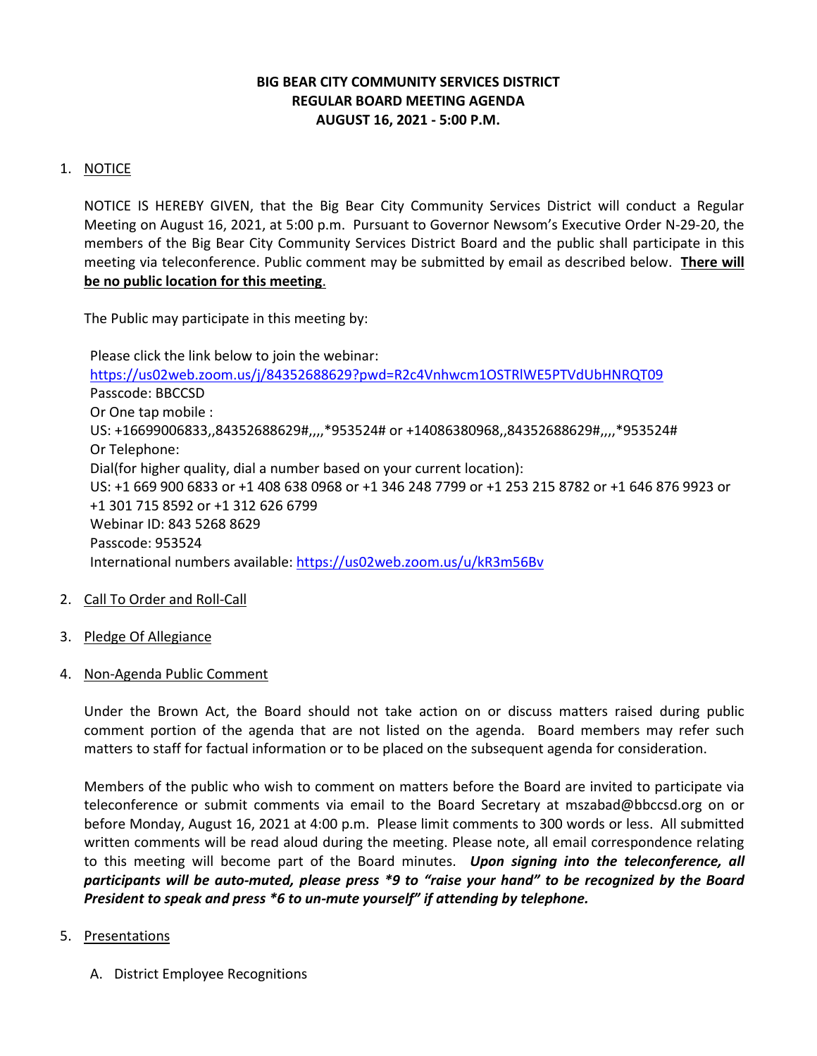# BIG BEAR CITY COMMUNITY SERVICES DISTRICT
## REGULAR BOARD MEETING AGENDA
## AUGUST 16, 2021 - 5:00 P.M.

1. NOTICE

   NOTICE IS HEREBY GIVEN, that the Big Bear City Community Services District will conduct a Regular Meeting on August 16, 2021, at 5:00 p.m. Pursuant to Governor Newsom's Executive Order N-29-20, the members of the Big Bear City Community Services District Board and the public shall participate in this meeting via teleconference. Public comment may be submitted by email as described below. **There will be no public location for this meeting**.

   The Public may participate in this meeting by:

   Please click the link below to join the webinar:
   https://us02web.zoom.us/j/84352688629?pwd=R2c4Vnhwcm1OSTRlWE5PTVdUbHNRQT09
   Passcode: BBCCSD
   Or One tap mobile :
   US: +16699006833,,84352688629#,,,,*953524# or +14086380968,,84352688629#,,,,*953524#
   Or Telephone:
   Dial(for higher quality, dial a number based on your current location):
   US: +1 669 900 6833 or +1 408 638 0968 or +1 346 248 7799 or +1 253 215 8782 or +1 646 876 9923 or +1 301 715 8592 or +1 312 626 6799
   Webinar ID: 843 5268 8629
   Passcode: 953524
   International numbers available: https://us02web.zoom.us/u/kR3m56Bv

2. Call To Order and Roll-Call

3. Pledge Of Allegiance

4. Non-Agenda Public Comment

   Under the Brown Act, the Board should not take action on or discuss matters raised during public comment portion of the agenda that are not listed on the agenda. Board members may refer such matters to staff for factual information or to be placed on the subsequent agenda for consideration.

   Members of the public who wish to comment on matters before the Board are invited to participate via teleconference or submit comments via email to the Board Secretary at mszabad@bbccsd.org on or before Monday, August 16, 2021 at 4:00 p.m. Please limit comments to 300 words or less. All submitted written comments will be read aloud during the meeting. Please note, all email correspondence relating to this meeting will become part of the Board minutes. ***Upon signing into the teleconference, all participants will be auto-muted, please press *9 to "raise your hand" to be recognized by the Board President to speak and press *6 to un-mute yourself" if attending by telephone.***

5. Presentations

   A. District Employee Recognitions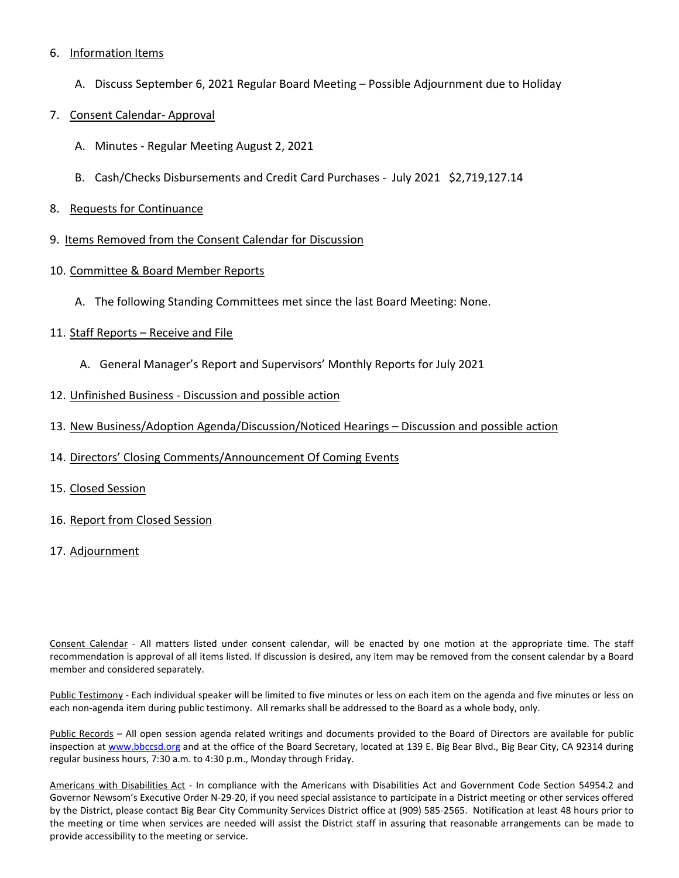6. Information Items

    A. Discuss September 6, 2021 Regular Board Meeting – Possible Adjournment due to Holiday

7. Consent Calendar- Approval

    A. Minutes - Regular Meeting August 2, 2021

    B. Cash/Checks Disbursements and Credit Card Purchases - July 2021 $2,719,127.14

8. Requests for Continuance

9. Items Removed from the Consent Calendar for Discussion

10. Committee & Board Member Reports

    A. The following Standing Committees met since the last Board Meeting: None.

11. Staff Reports – Receive and File

    A. General Manager's Report and Supervisors' Monthly Reports for July 2021

12. Unfinished Business - Discussion and possible action

13. New Business/Adoption Agenda/Discussion/Noticed Hearings – Discussion and possible action

14. Directors' Closing Comments/Announcement Of Coming Events

15. Closed Session

16. Report from Closed Session

17. Adjournment

Consent Calendar - All matters listed under consent calendar, will be enacted by one motion at the appropriate time. The staff recommendation is approval of all items listed. If discussion is desired, any item may be removed from the consent calendar by a Board member and considered separately.

Public Testimony - Each individual speaker will be limited to five minutes or less on each item on the agenda and five minutes or less on each non-agenda item during public testimony. All remarks shall be addressed to the Board as a whole body, only.

Public Records – All open session agenda related writings and documents provided to the Board of Directors are available for public inspection at www.bbccsd.org and at the office of the Board Secretary, located at 139 E. Big Bear Blvd., Big Bear City, CA 92314 during regular business hours, 7:30 a.m. to 4:30 p.m., Monday through Friday.

Americans with Disabilities Act - In compliance with the Americans with Disabilities Act and Government Code Section 54954.2 and Governor Newsom's Executive Order N-29-20, if you need special assistance to participate in a District meeting or other services offered by the District, please contact Big Bear City Community Services District office at (909) 585-2565. Notification at least 48 hours prior to the meeting or time when services are needed will assist the District staff in assuring that reasonable arrangements can be made to provide accessibility to the meeting or service.